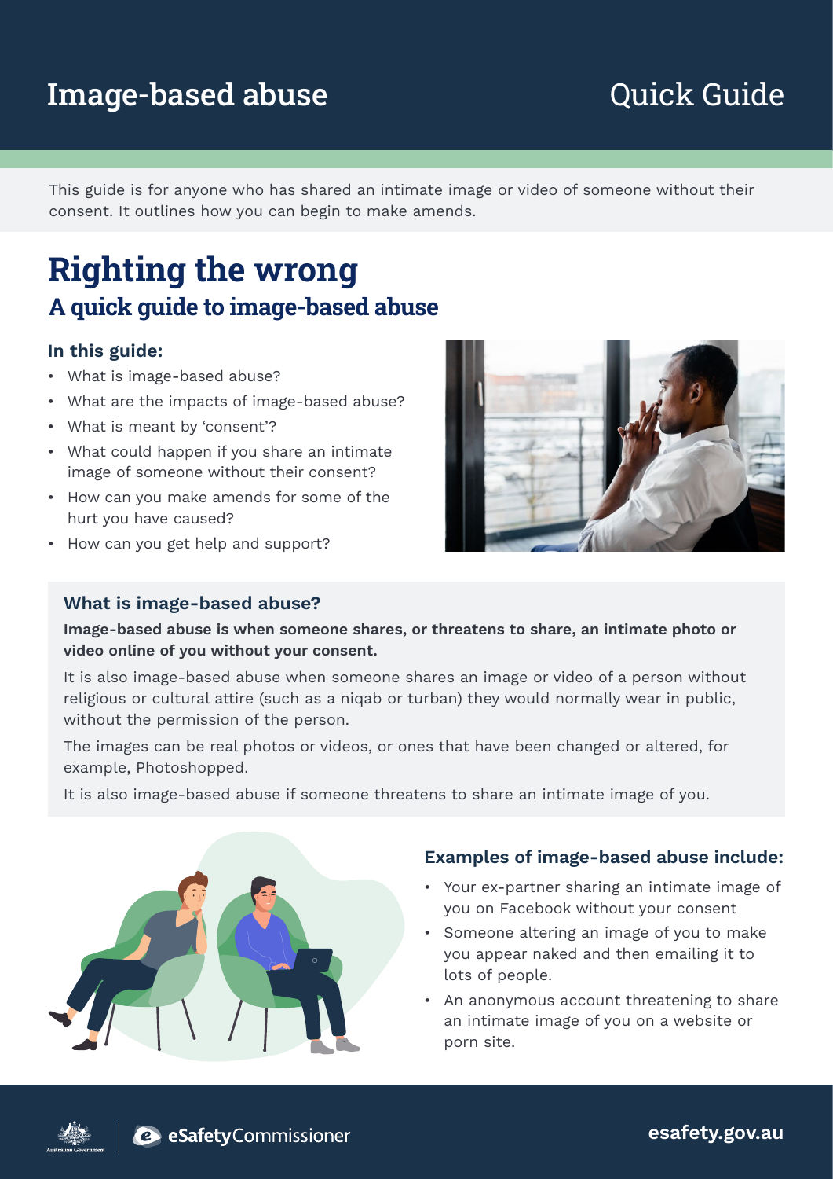# Image-based abuse

Quick Guide

This guide is for anyone who has shared an intimate image or video of someone without their consent. It outlines how you can begin to make amends.

# Righting the wrong

## A quick guide to image-based abuse

### In this guide:

- What is image-based abuse?
- What are the impacts of image-based abuse?
- What is meant by 'consent'?
- What could happen if you share an intimate image of someone without their consent?
- How can you make amends for some of the hurt you have caused?
- How can you get help and support?

### What is image-based abuse?

**Image-based abuse is when someone shares, or threatens to share, an intimate photo or video online of you without your consent.**

It is also image-based abuse when someone shares an image or video of a person without religious or cultural attire (such as a niqab or turban) they would normally wear in public, without the permission of the person.

The images can be real photos or videos, or ones that have been changed or altered, for example, Photoshopped.

It is also image-based abuse if someone threatens to share an intimate image of you.

### Examples of image-based abuse include:

- Your ex-partner sharing an intimate image of you on Facebook without your consent
- Someone altering an image of you to make you appear naked and then emailing it to lots of people.
- An anonymous account threatening to share an intimate image of you on a website or porn site.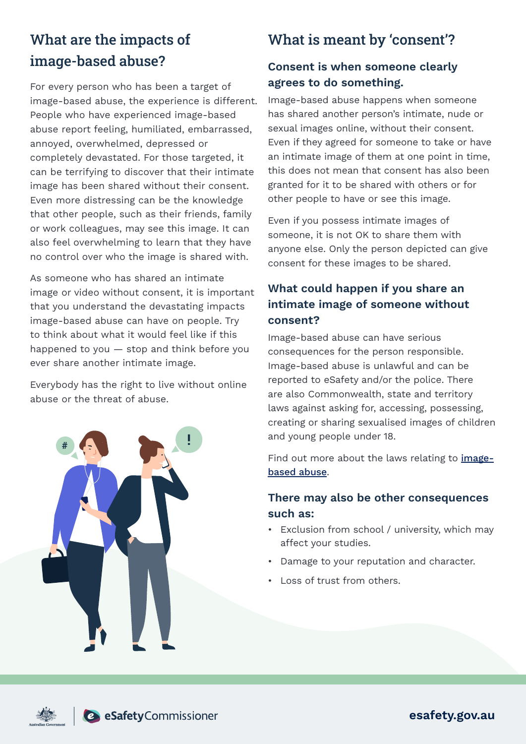## What are the impacts of image-based abuse?

For every person who has been a target of image-based abuse, the experience is different. People who have experienced image-based abuse report feeling, humiliated, embarrassed, annoyed, overwhelmed, depressed or completely devastated. For those targeted, it can be terrifying to discover that their intimate image has been shared without their consent. Even more distressing can be the knowledge that other people, such as their friends, family or work colleagues, may see this image. It can also feel overwhelming to learn that they have no control over who the image is shared with.

As someone who has shared an intimate image or video without consent, it is important that you understand the devastating impacts image-based abuse can have on people. Try to think about what it would feel like if this happened to you — stop and think before you ever share another intimate image.

Everybody has the right to live without online abuse or the threat of abuse.

## What is meant by 'consent'?

### Consent is when someone clearly agrees to do something.

Image-based abuse happens when someone has shared another person's intimate, nude or sexual images online, without their consent. Even if they agreed for someone to take or have an intimate image of them at one point in time, this does not mean that consent has also been granted for it to be shared with others or for other people to have or see this image.

Even if you possess intimate images of someone, it is not OK to share them with anyone else. Only the person depicted can give consent for these images to be shared.

### What could happen if you share an intimate image of someone without consent?

Image-based abuse can have serious consequences for the person responsible. Image-based abuse is unlawful and can be reported to eSafety and/or the police. There are also Commonwealth, state and territory laws against asking for, accessing, possessing, creating or sharing sexualised images of children and young people under 18.

Find out more about the laws relating to [image-based abuse](image-based abuse).

### There may also be other consequences such as:

- Exclusion from school / university, which may affect your studies.
- Damage to your reputation and character.
- Loss of trust from others.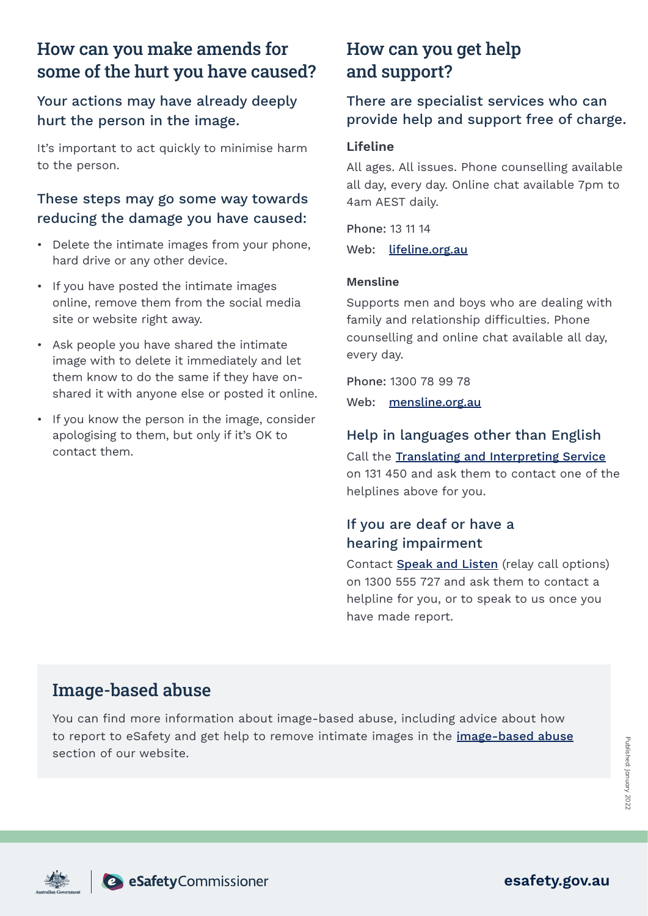## How can you make amends for some of the hurt you have caused?

### Your actions may have already deeply hurt the person in the image.

It's important to act quickly to minimise harm to the person.

### These steps may go some way towards reducing the damage you have caused:

- Delete the intimate images from your phone, hard drive or any other device.
- If you have posted the intimate images online, remove them from the social media site or website right away.
- Ask people you have shared the intimate image with to delete it immediately and let them know to do the same if they have on-shared it with anyone else or posted it online.
- If you know the person in the image, consider apologising to them, but only if it's OK to contact them.

## How can you get help and support?

### There are specialist services who can provide help and support free of charge.

**Lifeline**

All ages. All issues. Phone counselling available all day, every day. Online chat available 7pm to 4am AEST daily.

Phone: 13 11 14

Web: lifeline.org.au

**Mensline**

Supports men and boys who are dealing with family and relationship difficulties. Phone counselling and online chat available all day, every day.

Phone: 1300 78 99 78

Web: mensline.org.au

### Help in languages other than English

Call the Translating and Interpreting Service on 131 450 and ask them to contact one of the helplines above for you.

### If you are deaf or have a hearing impairment

Contact Speak and Listen (relay call options) on 1300 555 727 and ask them to contact a helpline for you, or to speak to us once you have made report.

## Image-based abuse

You can find more information about image-based abuse, including advice about how to report to eSafety and get help to remove intimate images in the image-based abuse section of our website.

Published: January 2022

eSafetyCommissioner

esafety.gov.au